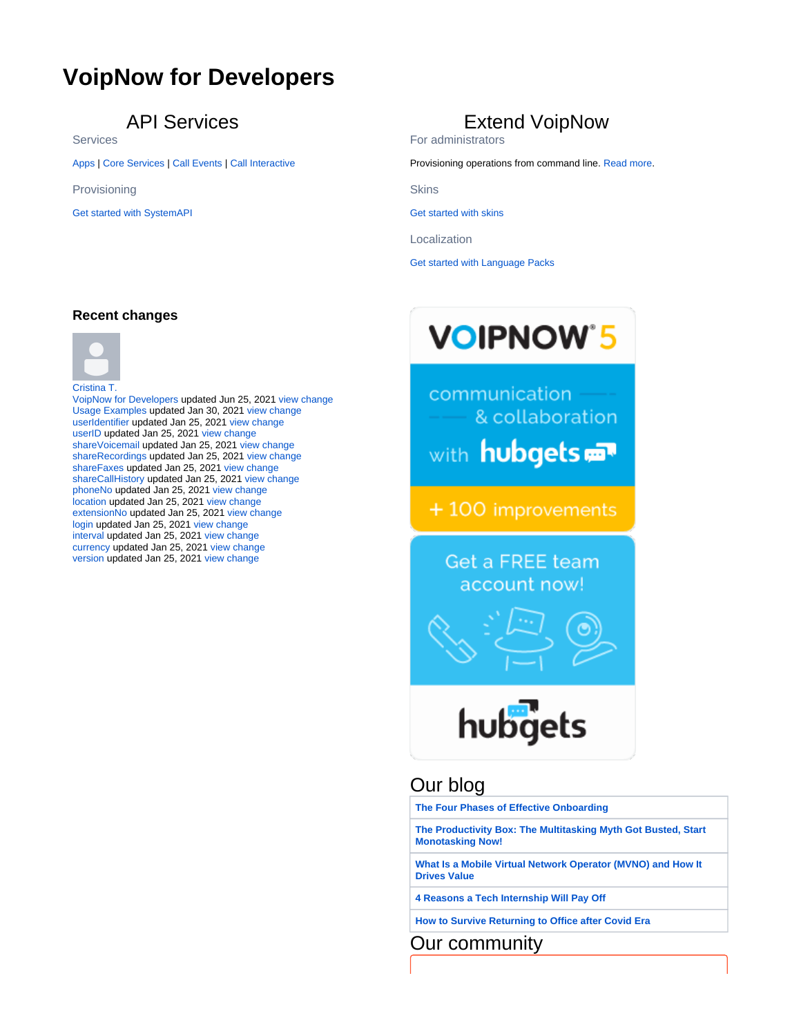# VoipNow for Developers

## API Services

Services

Apps | Core Services | Call Events | Call Interactive

Provisioning

Get started with SystemAPI

## Extend VoipNow

For administrators

Provisioning operations from command line. Read more.

Skins

Get started with skins

Localization

Get started with Language Packs

### Recent changes

Cristina T.
VoipNow for Developers updated Jun 25, 2021 view change
Usage Examples updated Jan 30, 2021 view change
userIdentifier updated Jan 25, 2021 view change
userID updated Jan 25, 2021 view change
shareVoicemail updated Jan 25, 2021 view change
shareRecordings updated Jan 25, 2021 view change
shareFaxes updated Jan 25, 2021 view change
shareCallHistory updated Jan 25, 2021 view change
phoneNo updated Jan 25, 2021 view change
location updated Jan 25, 2021 view change
extensionNo updated Jan 25, 2021 view change
login updated Jan 25, 2021 view change
interval updated Jan 25, 2021 view change
currency updated Jan 25, 2021 view change
version updated Jan 25, 2021 view change

VOIPNOW 5

communication & collaboration with hubgets

+100 improvements

Get a FREE team account now!

hubgets

## Our blog

| |
|---|
| **The Four Phases of Effective Onboarding** |
| **The Productivity Box: The Multitasking Myth Got Busted, Start Monotasking Now!** |
| **What Is a Mobile Virtual Network Operator (MVNO) and How It Drives Value** |
| **4 Reasons a Tech Internship Will Pay Off** |
| **How to Survive Returning to Office after Covid Era** |

## Our community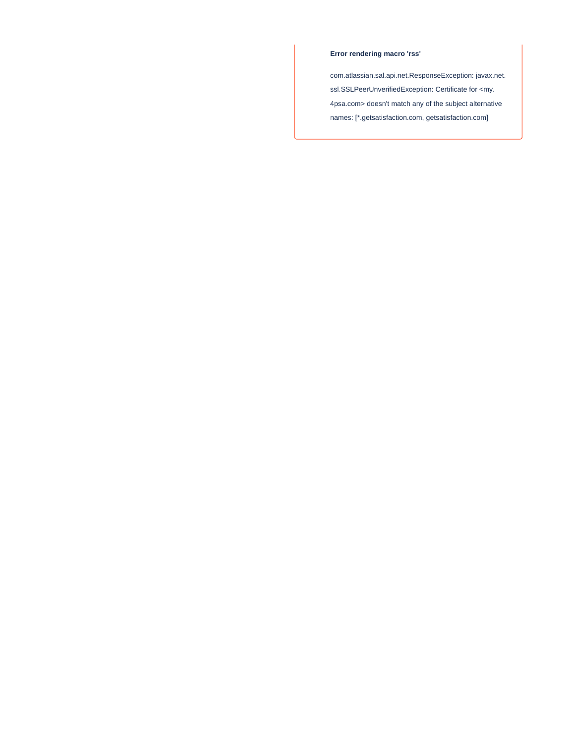**Error rendering macro 'rss'**

com.atlassian.sal.api.net.ResponseException: javax.net.ssl.SSLPeerUnverifiedException: Certificate for <my.4psa.com> doesn't match any of the subject alternative names: [*.getsatisfaction.com, getsatisfaction.com]